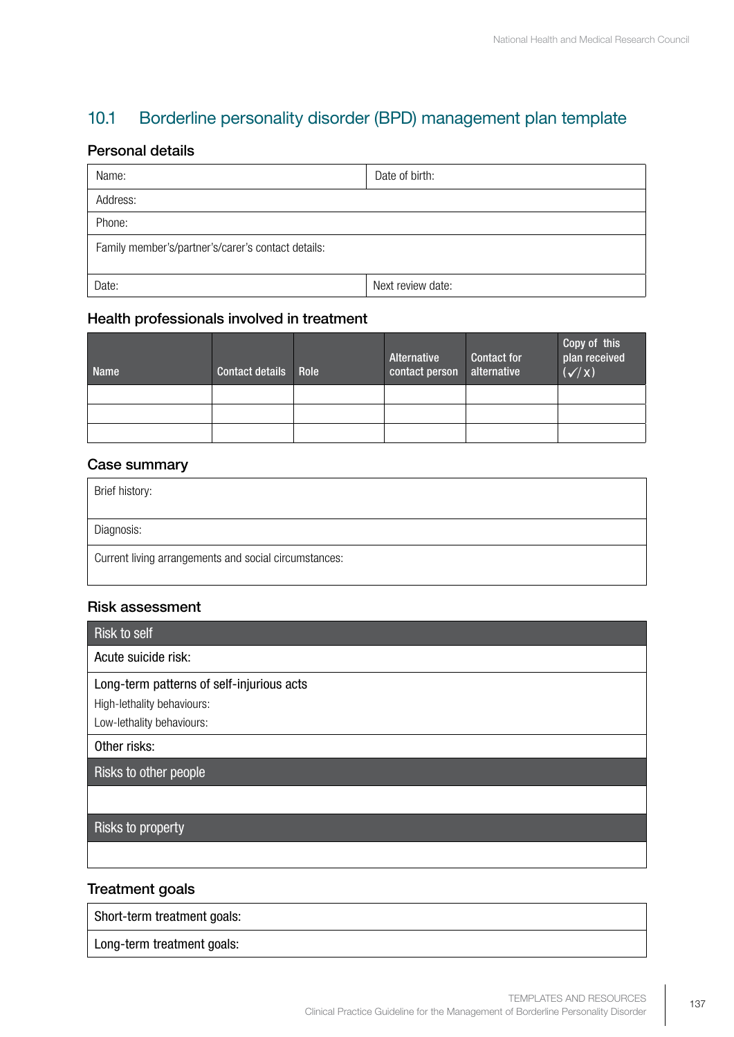## 10.1 Borderline personality disorder (BPD) management plan template

### Personal details

| Name: | Date of birth: |
|---|---|
| Address: | |
| Phone: | |
| Family member's/partner's/carer's contact details: | |
| Date: | Next review date: |

### Health professionals involved in treatment

| Name | Contact details | Role | Alternative contact person | Contact for alternative | Copy of this plan received (✓/x) |
|---|---|---|---|---|---|
| | | | | | |
| | | | | | |
| | | | | | |

### Case summary

| Brief history: |
|---|
| Diagnosis: |
| Current living arrangements and social circumstances: |

### Risk assessment

| Risk to self |
|---|
| Acute suicide risk: |
| Long-term patterns of self-injurious acts<br>High-lethality behaviours:<br>Low-lethality behaviours: |
| Other risks: |
| **Risks to other people** |
| |
| **Risks to property** |
| |

### Treatment goals

| Short-term treatment goals: |
|---|
| Long-term treatment goals: |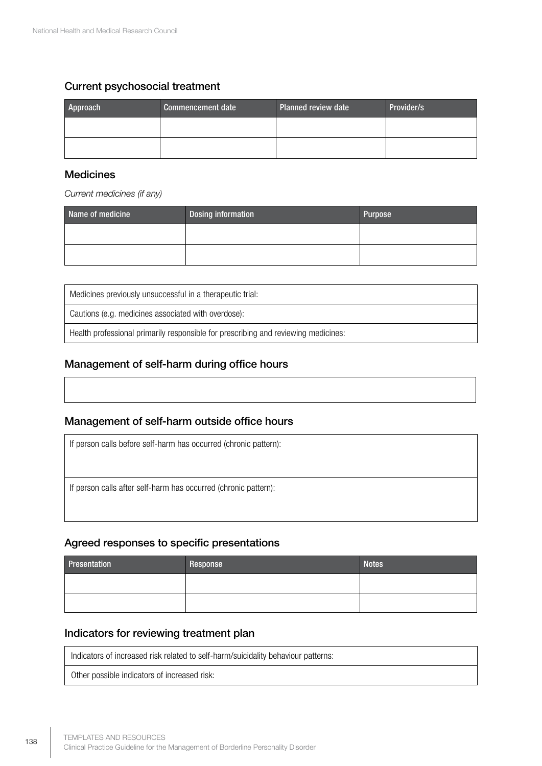## Current psychosocial treatment

| Approach | Commencement date | Planned review date | Provider/s |
|---|---|---|---|
| | | | |
| | | | |

## Medicines

*Current medicines (if any)*

| Name of medicine | Dosing information | Purpose |
|---|---|---|
| | | |
| | | |

| Medicines previously unsuccessful in a therapeutic trial: |
|---|
| Cautions (e.g. medicines associated with overdose): |
| Health professional primarily responsible for prescribing and reviewing medicines: |

## Management of self-harm during office hours

| |
|---|
| |

## Management of self-harm outside office hours

| If person calls before self-harm has occurred (chronic pattern): |
|---|
| If person calls after self-harm has occurred (chronic pattern): |

## Agreed responses to specific presentations

| Presentation | Response | Notes |
|---|---|---|
| | | |
| | | |

## Indicators for reviewing treatment plan

| Indicators of increased risk related to self-harm/suicidality behaviour patterns: |
|---|
| Other possible indicators of increased risk: |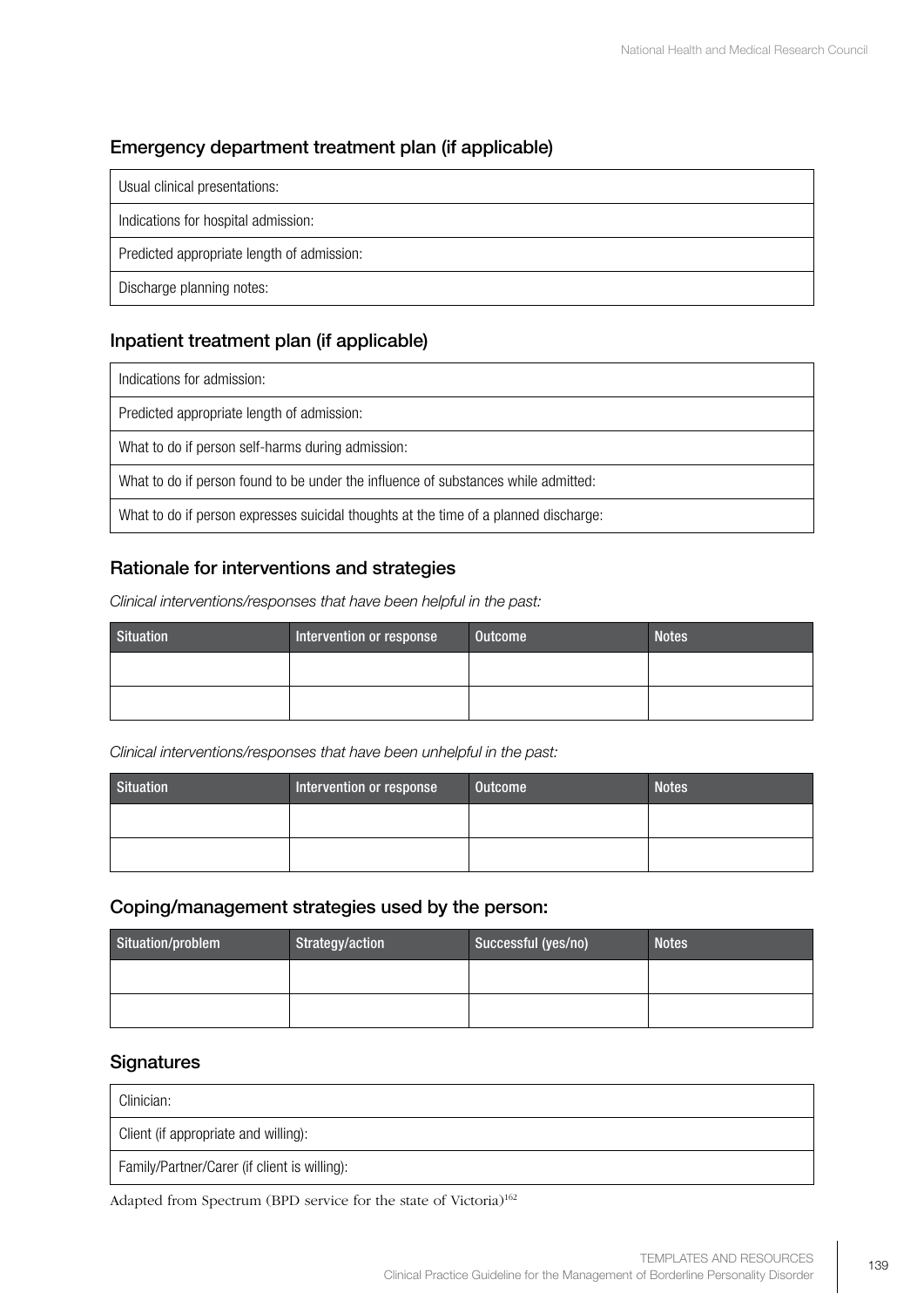### Emergency department treatment plan (if applicable)

| Usual clinical presentations: |
|---|
| Indications for hospital admission: |
| Predicted appropriate length of admission: |
| Discharge planning notes: |

### Inpatient treatment plan (if applicable)

| Indications for admission: |
|---|
| Predicted appropriate length of admission: |
| What to do if person self-harms during admission: |
| What to do if person found to be under the influence of substances while admitted: |
| What to do if person expresses suicidal thoughts at the time of a planned discharge: |

### Rationale for interventions and strategies

*Clinical interventions/responses that have been helpful in the past:*

| Situation | Intervention or response | Outcome | Notes |
|---|---|---|---|
| | | | |
| | | | |

*Clinical interventions/responses that have been unhelpful in the past:*

| Situation | Intervention or response | Outcome | Notes |
|---|---|---|---|
| | | | |
| | | | |

### Coping/management strategies used by the person:

| Situation/problem | Strategy/action | Successful (yes/no) | Notes |
|---|---|---|---|
| | | | |
| | | | |

### Signatures

| Clinician: |
|---|
| Client (if appropriate and willing): |
| Family/Partner/Carer (if client is willing): |

Adapted from Spectrum (BPD service for the state of Victoria)[162]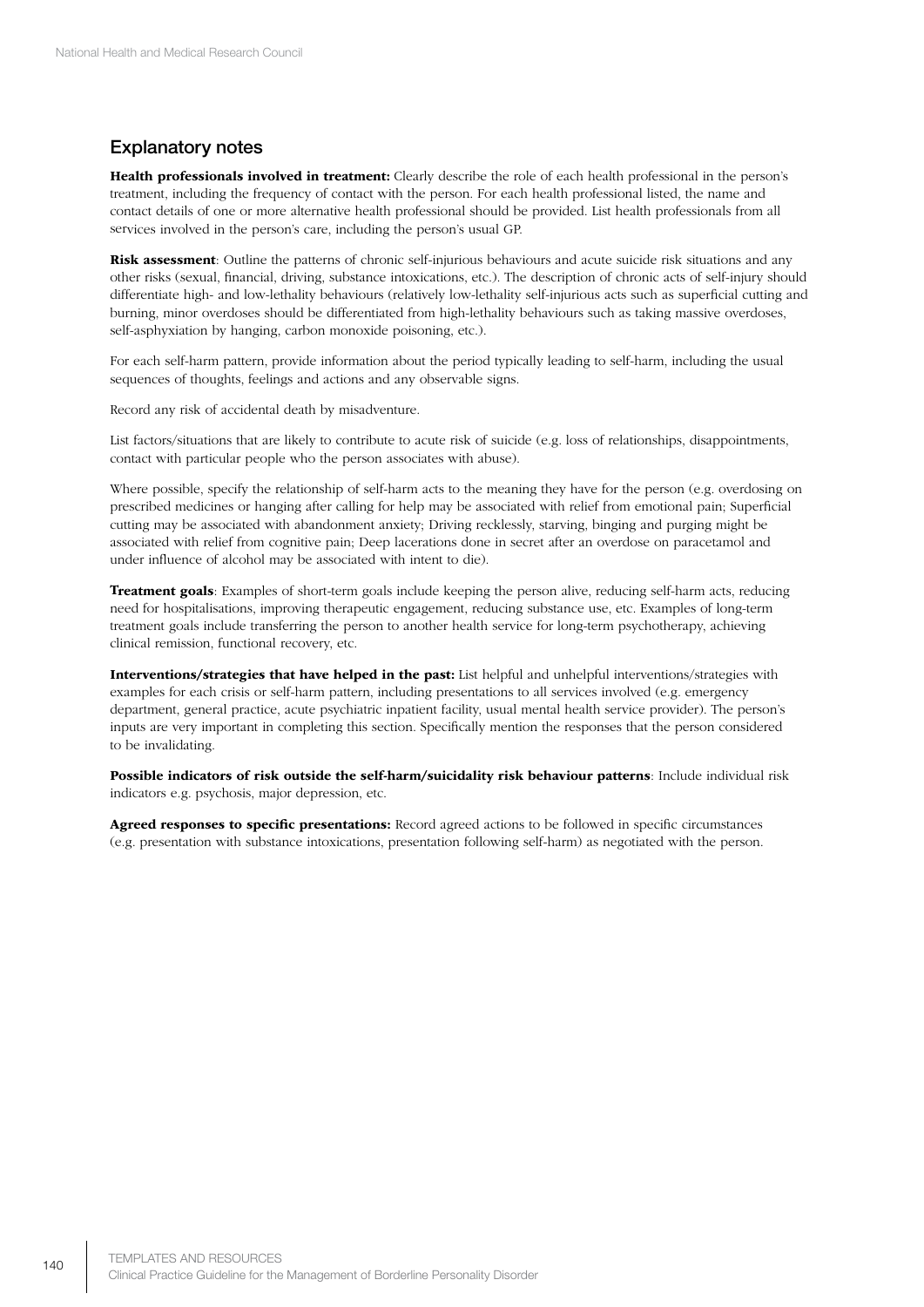## Explanatory notes

**Health professionals involved in treatment:** Clearly describe the role of each health professional in the person's treatment, including the frequency of contact with the person. For each health professional listed, the name and contact details of one or more alternative health professional should be provided. List health professionals from all services involved in the person's care, including the person's usual GP.

**Risk assessment**: Outline the patterns of chronic self-injurious behaviours and acute suicide risk situations and any other risks (sexual, financial, driving, substance intoxications, etc.). The description of chronic acts of self-injury should differentiate high- and low-lethality behaviours (relatively low-lethality self-injurious acts such as superficial cutting and burning, minor overdoses should be differentiated from high-lethality behaviours such as taking massive overdoses, self-asphyxiation by hanging, carbon monoxide poisoning, etc.).

For each self-harm pattern, provide information about the period typically leading to self-harm, including the usual sequences of thoughts, feelings and actions and any observable signs.

Record any risk of accidental death by misadventure.

List factors/situations that are likely to contribute to acute risk of suicide (e.g. loss of relationships, disappointments, contact with particular people who the person associates with abuse).

Where possible, specify the relationship of self-harm acts to the meaning they have for the person (e.g. overdosing on prescribed medicines or hanging after calling for help may be associated with relief from emotional pain; Superficial cutting may be associated with abandonment anxiety; Driving recklessly, starving, binging and purging might be associated with relief from cognitive pain; Deep lacerations done in secret after an overdose on paracetamol and under influence of alcohol may be associated with intent to die).

**Treatment goals**: Examples of short-term goals include keeping the person alive, reducing self-harm acts, reducing need for hospitalisations, improving therapeutic engagement, reducing substance use, etc. Examples of long-term treatment goals include transferring the person to another health service for long-term psychotherapy, achieving clinical remission, functional recovery, etc.

**Interventions/strategies that have helped in the past:** List helpful and unhelpful interventions/strategies with examples for each crisis or self-harm pattern, including presentations to all services involved (e.g. emergency department, general practice, acute psychiatric inpatient facility, usual mental health service provider). The person's inputs are very important in completing this section. Specifically mention the responses that the person considered to be invalidating.

**Possible indicators of risk outside the self-harm/suicidality risk behaviour patterns**: Include individual risk indicators e.g. psychosis, major depression, etc.

**Agreed responses to specific presentations:** Record agreed actions to be followed in specific circumstances (e.g. presentation with substance intoxications, presentation following self-harm) as negotiated with the person.